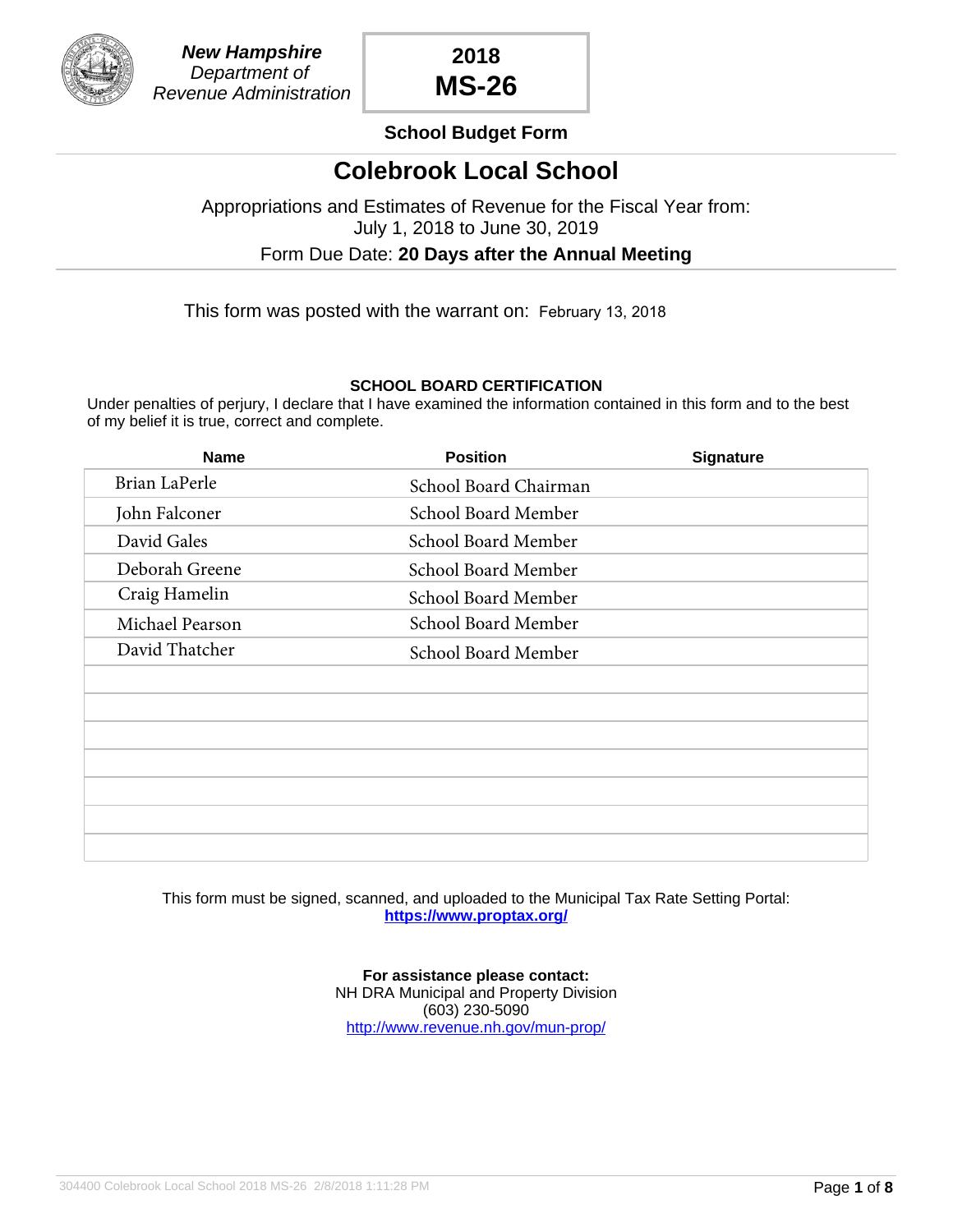**New Hampshire**
*Department of Revenue Administration*

# 2018 MS-26

## School Budget Form

# Colebrook Local School

Appropriations and Estimates of Revenue for the Fiscal Year from:
July 1, 2018 to June 30, 2019

Form Due Date: **20 Days after the Annual Meeting**

This form was posted with the warrant on: February 13, 2018

### SCHOOL BOARD CERTIFICATION

Under penalties of perjury, I declare that I have examined the information contained in this form and to the best of my belief it is true, correct and complete.

| Name | Position | Signature |
|---|---|---|
| Brian LaPerle | School Board Chairman | |
| John Falconer | School Board Member | |
| David Gales | School Board Member | |
| Deborah Greene | School Board Member | |
| Craig Hamelin | School Board Member | |
| Michael Pearson | School Board Member | |
| David Thatcher | School Board Member | |
| | | |
| | | |
| | | |
| | | |
| | | |
| | | |
| | | |

This form must be signed, scanned, and uploaded to the Municipal Tax Rate Setting Portal:
**https://www.proptax.org/**

**For assistance please contact:**
NH DRA Municipal and Property Division
(603) 230-5090
http://www.revenue.nh.gov/mun-prop/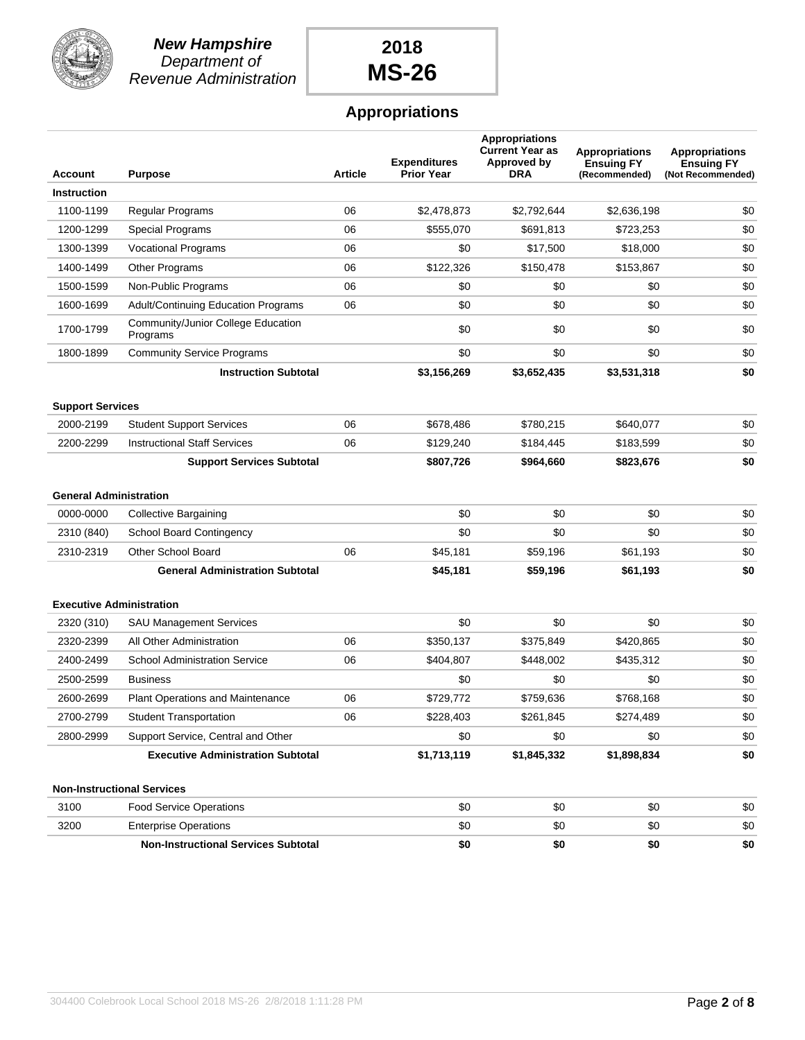**New Hampshire**
*Department of Revenue Administration*

# 2018 MS-26

## Appropriations

| Account | Purpose | Article | Expenditures Prior Year | Appropriations Current Year as Approved by DRA | Appropriations Ensuing FY (Recommended) | Appropriations Ensuing FY (Not Recommended) |
|---|---|---|---|---|---|---|
| **Instruction** | | | | | | |
| 1100-1199 | Regular Programs | 06 | $2,478,873 | $2,792,644 | $2,636,198 | $0 |
| 1200-1299 | Special Programs | 06 | $555,070 | $691,813 | $723,253 | $0 |
| 1300-1399 | Vocational Programs | 06 | $0 | $17,500 | $18,000 | $0 |
| 1400-1499 | Other Programs | 06 | $122,326 | $150,478 | $153,867 | $0 |
| 1500-1599 | Non-Public Programs | 06 | $0 | $0 | $0 | $0 |
| 1600-1699 | Adult/Continuing Education Programs | 06 | $0 | $0 | $0 | $0 |
| 1700-1799 | Community/Junior College Education Programs | | $0 | $0 | $0 | $0 |
| 1800-1899 | Community Service Programs | | $0 | $0 | $0 | $0 |
| | **Instruction Subtotal** | | **$3,156,269** | **$3,652,435** | **$3,531,318** | **$0** |
| **Support Services** | | | | | | |
| 2000-2199 | Student Support Services | 06 | $678,486 | $780,215 | $640,077 | $0 |
| 2200-2299 | Instructional Staff Services | 06 | $129,240 | $184,445 | $183,599 | $0 |
| | **Support Services Subtotal** | | **$807,726** | **$964,660** | **$823,676** | **$0** |
| **General Administration** | | | | | | |
| 0000-0000 | Collective Bargaining | | $0 | $0 | $0 | $0 |
| 2310 (840) | School Board Contingency | | $0 | $0 | $0 | $0 |
| 2310-2319 | Other School Board | 06 | $45,181 | $59,196 | $61,193 | $0 |
| | **General Administration Subtotal** | | **$45,181** | **$59,196** | **$61,193** | **$0** |
| **Executive Administration** | | | | | | |
| 2320 (310) | SAU Management Services | | $0 | $0 | $0 | $0 |
| 2320-2399 | All Other Administration | 06 | $350,137 | $375,849 | $420,865 | $0 |
| 2400-2499 | School Administration Service | 06 | $404,807 | $448,002 | $435,312 | $0 |
| 2500-2599 | Business | | $0 | $0 | $0 | $0 |
| 2600-2699 | Plant Operations and Maintenance | 06 | $729,772 | $759,636 | $768,168 | $0 |
| 2700-2799 | Student Transportation | 06 | $228,403 | $261,845 | $274,489 | $0 |
| 2800-2999 | Support Service, Central and Other | | $0 | $0 | $0 | $0 |
| | **Executive Administration Subtotal** | | **$1,713,119** | **$1,845,332** | **$1,898,834** | **$0** |
| **Non-Instructional Services** | | | | | | |
| 3100 | Food Service Operations | | $0 | $0 | $0 | $0 |
| 3200 | Enterprise Operations | | $0 | $0 | $0 | $0 |
| | **Non-Instructional Services Subtotal** | | **$0** | **$0** | **$0** | **$0** |

304400 Colebrook Local School 2018 MS-26 2/8/2018 1:11:28 PM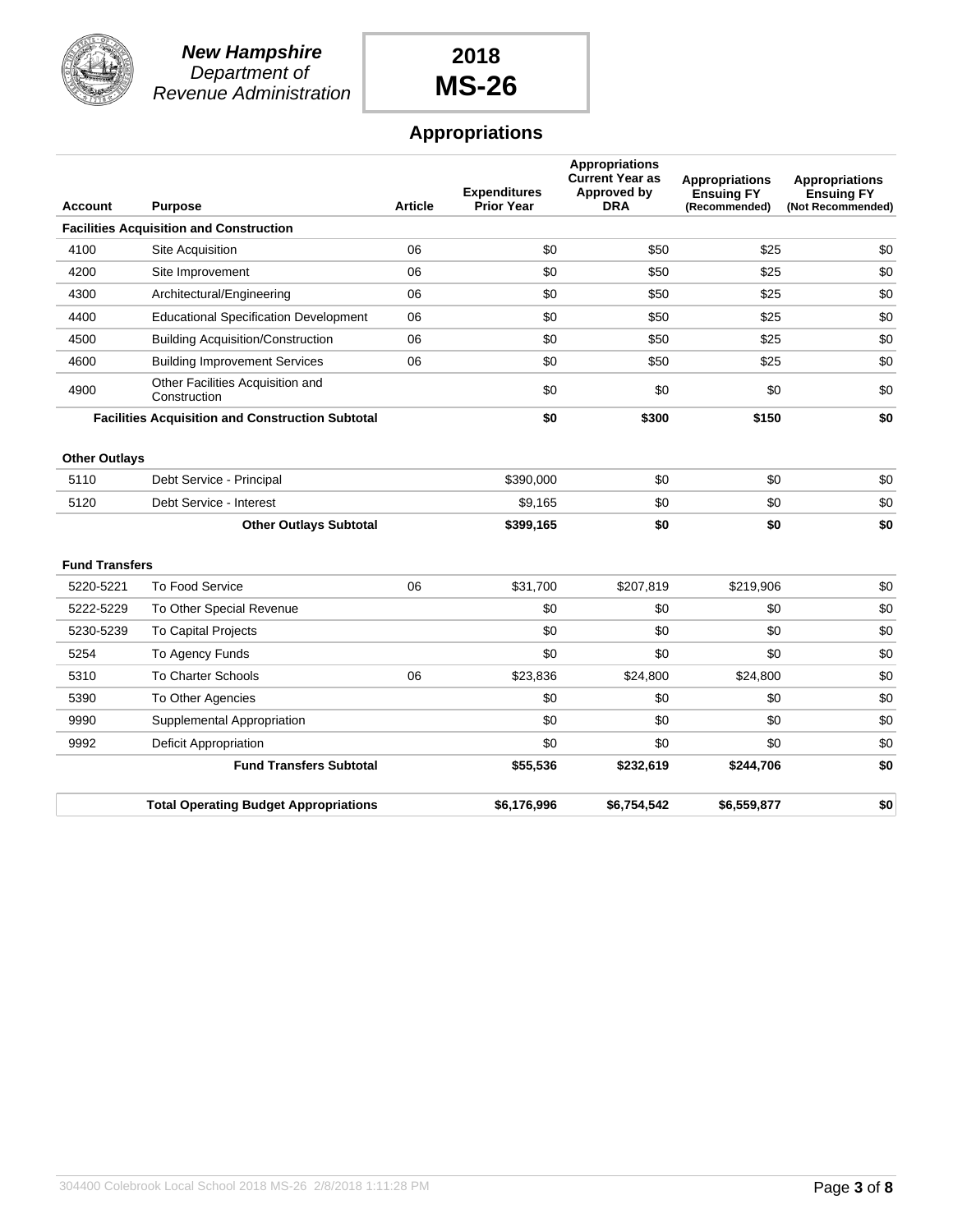**New Hampshire**
*Department of Revenue Administration*

# 2018 MS-26

## Appropriations

| Account | Purpose | Article | Expenditures Prior Year | Appropriations Current Year as Approved by DRA | Appropriations Ensuing FY (Recommended) | Appropriations Ensuing FY (Not Recommended) |
|---|---|---|---|---|---|---|
| **Facilities Acquisition and Construction** | | | | | | |
| 4100 | Site Acquisition | 06 | $0 | $50 | $25 | $0 |
| 4200 | Site Improvement | 06 | $0 | $50 | $25 | $0 |
| 4300 | Architectural/Engineering | 06 | $0 | $50 | $25 | $0 |
| 4400 | Educational Specification Development | 06 | $0 | $50 | $25 | $0 |
| 4500 | Building Acquisition/Construction | 06 | $0 | $50 | $25 | $0 |
| 4600 | Building Improvement Services | 06 | $0 | $50 | $25 | $0 |
| 4900 | Other Facilities Acquisition and Construction | | $0 | $0 | $0 | $0 |
| | **Facilities Acquisition and Construction Subtotal** | | **$0** | **$300** | **$150** | **$0** |
| **Other Outlays** | | | | | | |
| 5110 | Debt Service - Principal | | $390,000 | $0 | $0 | $0 |
| 5120 | Debt Service - Interest | | $9,165 | $0 | $0 | $0 |
| | **Other Outlays Subtotal** | | **$399,165** | **$0** | **$0** | **$0** |
| **Fund Transfers** | | | | | | |
| 5220-5221 | To Food Service | 06 | $31,700 | $207,819 | $219,906 | $0 |
| 5222-5229 | To Other Special Revenue | | $0 | $0 | $0 | $0 |
| 5230-5239 | To Capital Projects | | $0 | $0 | $0 | $0 |
| 5254 | To Agency Funds | | $0 | $0 | $0 | $0 |
| 5310 | To Charter Schools | 06 | $23,836 | $24,800 | $24,800 | $0 |
| 5390 | To Other Agencies | | $0 | $0 | $0 | $0 |
| 9990 | Supplemental Appropriation | | $0 | $0 | $0 | $0 |
| 9992 | Deficit Appropriation | | $0 | $0 | $0 | $0 |
| | **Fund Transfers Subtotal** | | **$55,536** | **$232,619** | **$244,706** | **$0** |
| | **Total Operating Budget Appropriations** | | **$6,176,996** | **$6,754,542** | **$6,559,877** | **$0** |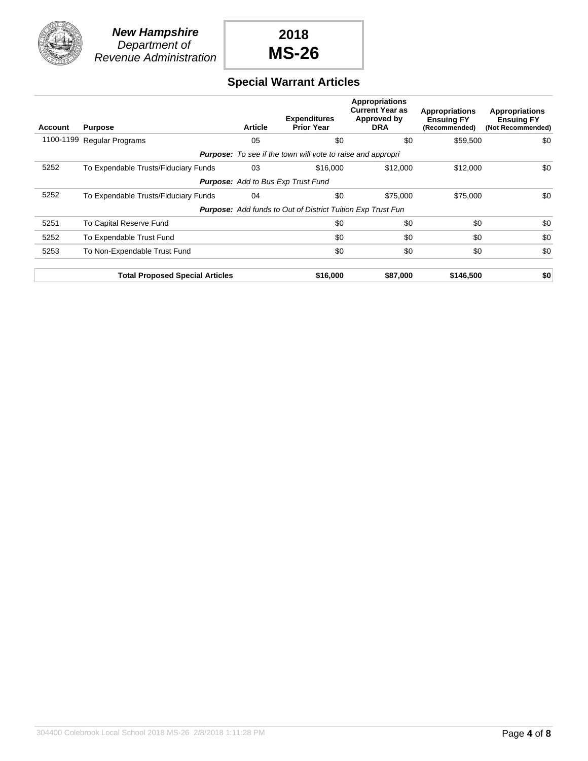**New Hampshire**
*Department of*
*Revenue Administration*

**2018**
**MS-26**

## Special Warrant Articles

| Account | Purpose | Article | Expenditures Prior Year | Appropriations Current Year as Approved by DRA | Appropriations Ensuing FY (Recommended) | Appropriations Ensuing FY (Not Recommended) |
|---|---|---|---|---|---|---|
| 1100-1199 | Regular Programs | 05 | $0 | $0 | $59,500 | $0 |
| | ***Purpose:*** *To see if the town will vote to raise and appropri* | | | | | |
| 5252 | To Expendable Trusts/Fiduciary Funds | 03 | $16,000 | $12,000 | $12,000 | $0 |
| | ***Purpose:*** *Add to Bus Exp Trust Fund* | | | | | |
| 5252 | To Expendable Trusts/Fiduciary Funds | 04 | $0 | $75,000 | $75,000 | $0 |
| | ***Purpose:*** *Add funds to Out of District Tuition Exp Trust Fun* | | | | | |
| 5251 | To Capital Reserve Fund | | $0 | $0 | $0 | $0 |
| 5252 | To Expendable Trust Fund | | $0 | $0 | $0 | $0 |
| 5253 | To Non-Expendable Trust Fund | | $0 | $0 | $0 | $0 |
| | **Total Proposed Special Articles** | | **$16,000** | **$87,000** | **$146,500** | **$0** |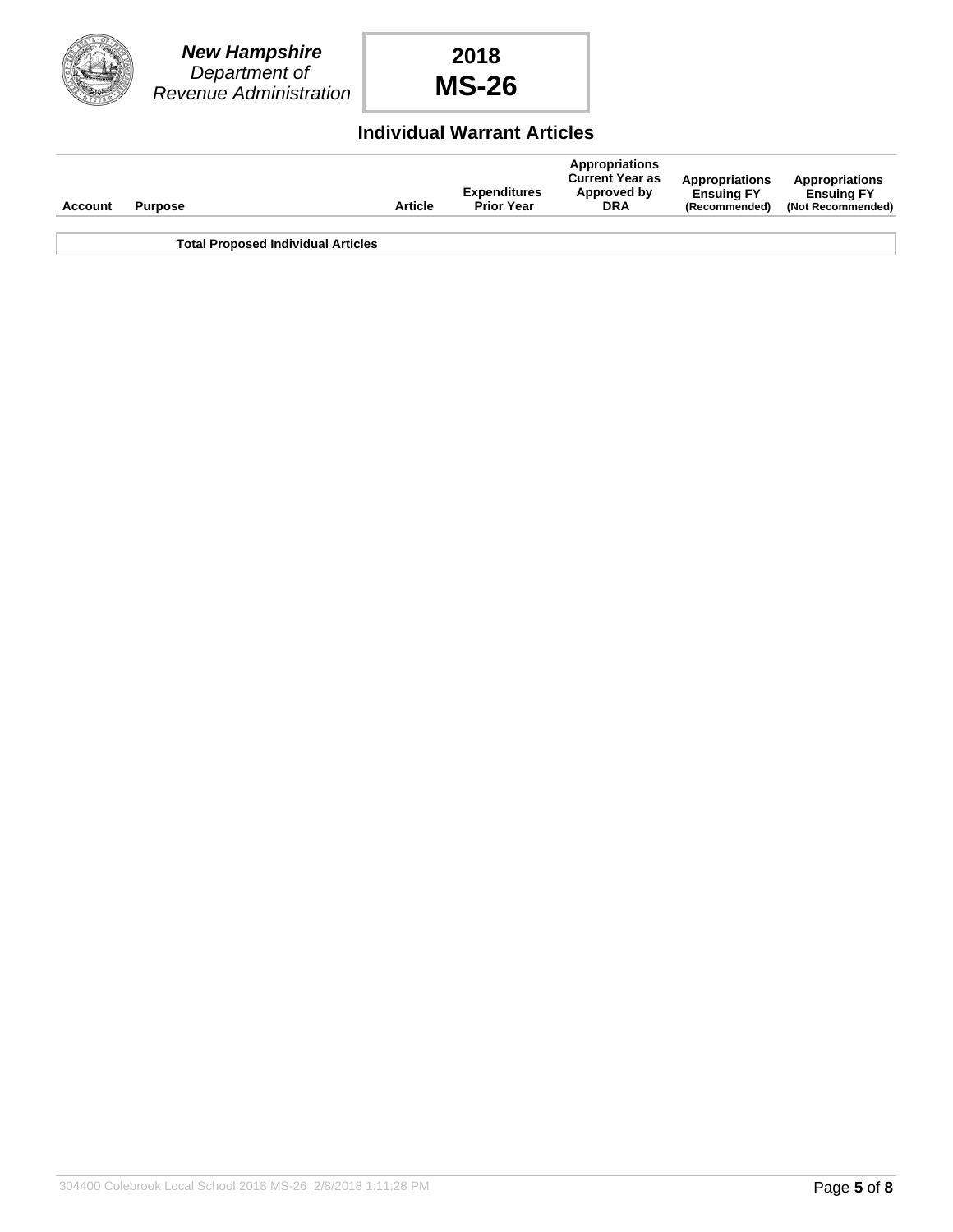**New Hampshire**
*Department of*
*Revenue Administration*

**2018**
**MS-26**

## Individual Warrant Articles

| Account | Purpose | Article | Expenditures Prior Year | Appropriations Current Year as Approved by DRA | Appropriations Ensuing FY (Recommended) | Appropriations Ensuing FY (Not Recommended) |
|---|---|---|---|---|---|---|
| | **Total Proposed Individual Articles** | | | | | |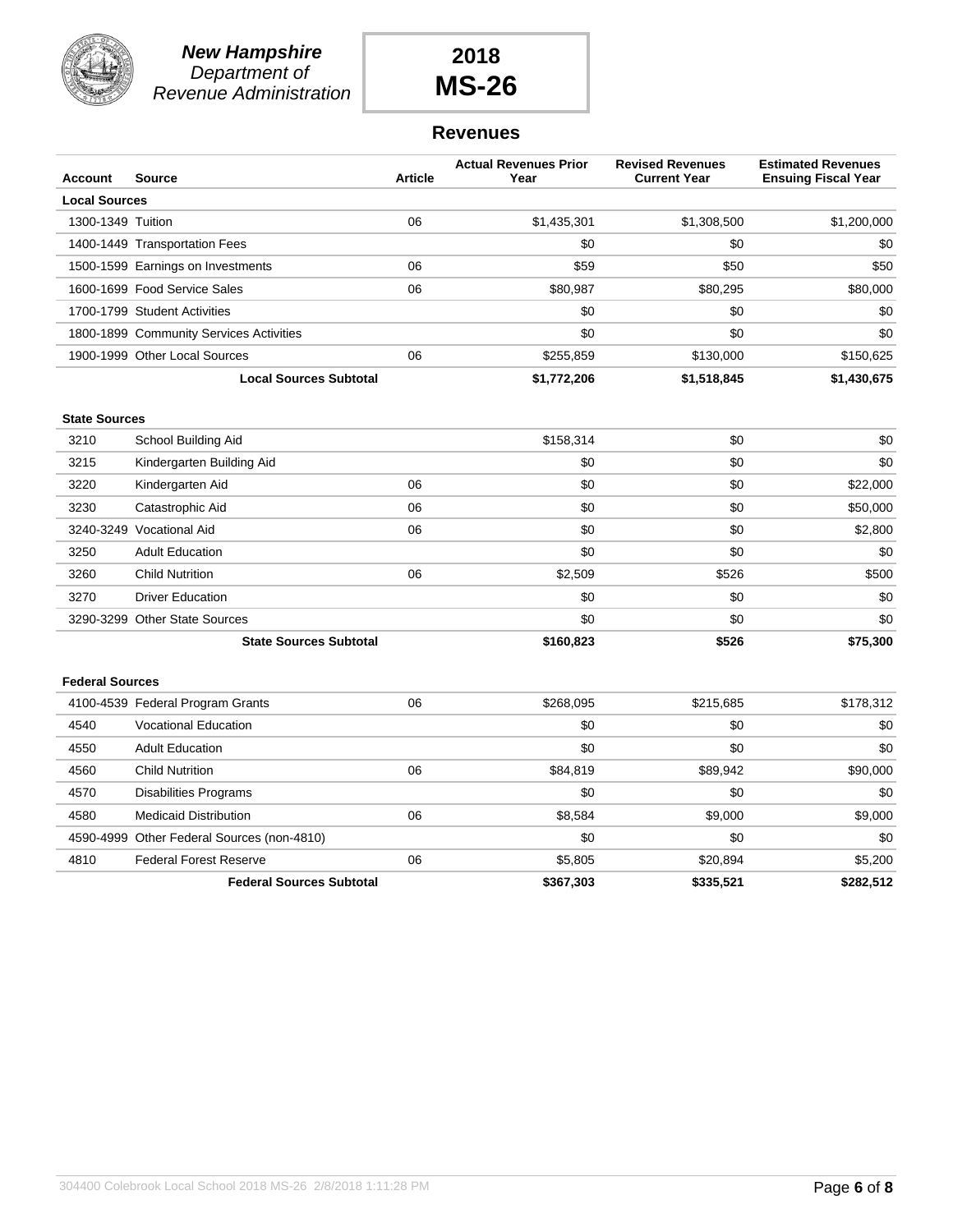**New Hampshire**
*Department of Revenue Administration*

# 2018 MS-26

## Revenues

| Account | Source | Article | Actual Revenues Prior Year | Revised Revenues Current Year | Estimated Revenues Ensuing Fiscal Year |
|---|---|---|---|---|---|
| **Local Sources** | | | | | |
| 1300-1349 | Tuition | 06 | $1,435,301 | $1,308,500 | $1,200,000 |
| 1400-1449 | Transportation Fees | | $0 | $0 | $0 |
| 1500-1599 | Earnings on Investments | 06 | $59 | $50 | $50 |
| 1600-1699 | Food Service Sales | 06 | $80,987 | $80,295 | $80,000 |
| 1700-1799 | Student Activities | | $0 | $0 | $0 |
| 1800-1899 | Community Services Activities | | $0 | $0 | $0 |
| 1900-1999 | Other Local Sources | 06 | $255,859 | $130,000 | $150,625 |
| | **Local Sources Subtotal** | | **$1,772,206** | **$1,518,845** | **$1,430,675** |
| **State Sources** | | | | | |
| 3210 | School Building Aid | | $158,314 | $0 | $0 |
| 3215 | Kindergarten Building Aid | | $0 | $0 | $0 |
| 3220 | Kindergarten Aid | 06 | $0 | $0 | $22,000 |
| 3230 | Catastrophic Aid | 06 | $0 | $0 | $50,000 |
| 3240-3249 | Vocational Aid | 06 | $0 | $0 | $2,800 |
| 3250 | Adult Education | | $0 | $0 | $0 |
| 3260 | Child Nutrition | 06 | $2,509 | $526 | $500 |
| 3270 | Driver Education | | $0 | $0 | $0 |
| 3290-3299 | Other State Sources | | $0 | $0 | $0 |
| | **State Sources Subtotal** | | **$160,823** | **$526** | **$75,300** |
| **Federal Sources** | | | | | |
| 4100-4539 | Federal Program Grants | 06 | $268,095 | $215,685 | $178,312 |
| 4540 | Vocational Education | | $0 | $0 | $0 |
| 4550 | Adult Education | | $0 | $0 | $0 |
| 4560 | Child Nutrition | 06 | $84,819 | $89,942 | $90,000 |
| 4570 | Disabilities Programs | | $0 | $0 | $0 |
| 4580 | Medicaid Distribution | 06 | $8,584 | $9,000 | $9,000 |
| 4590-4999 | Other Federal Sources (non-4810) | | $0 | $0 | $0 |
| 4810 | Federal Forest Reserve | 06 | $5,805 | $20,894 | $5,200 |
| | **Federal Sources Subtotal** | | **$367,303** | **$335,521** | **$282,512** |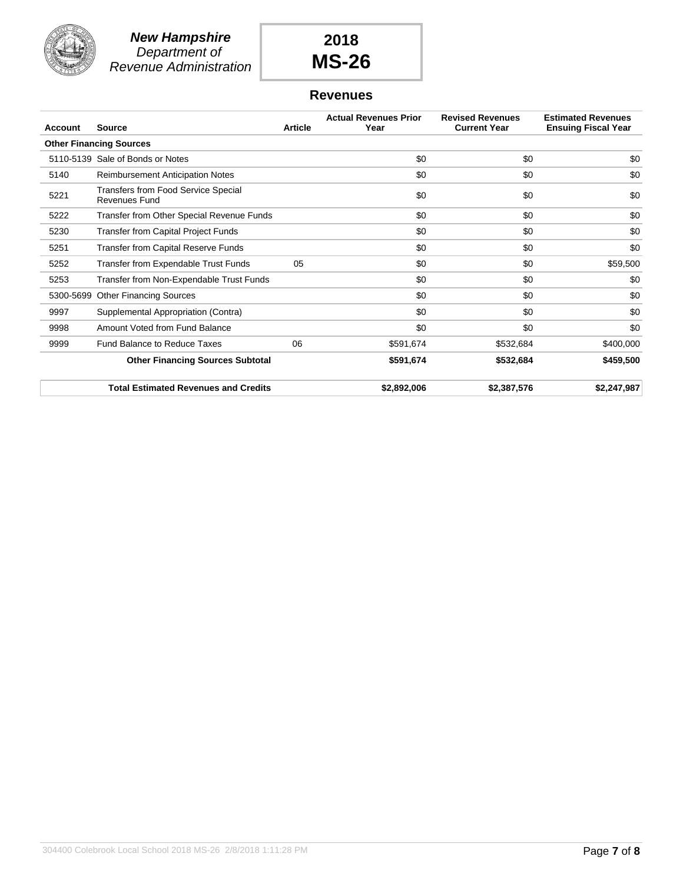**New Hampshire**
*Department of*
*Revenue Administration*

# 2018
# MS-26

## Revenues

| Account | Source | Article | Actual Revenues Prior Year | Revised Revenues Current Year | Estimated Revenues Ensuing Fiscal Year |
|---|---|---|---|---|---|
| **Other Financing Sources** | | | | | |
| 5110-5139 | Sale of Bonds or Notes | | $0 | $0 | $0 |
| 5140 | Reimbursement Anticipation Notes | | $0 | $0 | $0 |
| 5221 | Transfers from Food Service Special Revenues Fund | | $0 | $0 | $0 |
| 5222 | Transfer from Other Special Revenue Funds | | $0 | $0 | $0 |
| 5230 | Transfer from Capital Project Funds | | $0 | $0 | $0 |
| 5251 | Transfer from Capital Reserve Funds | | $0 | $0 | $0 |
| 5252 | Transfer from Expendable Trust Funds | 05 | $0 | $0 | $59,500 |
| 5253 | Transfer from Non-Expendable Trust Funds | | $0 | $0 | $0 |
| 5300-5699 | Other Financing Sources | | $0 | $0 | $0 |
| 9997 | Supplemental Appropriation (Contra) | | $0 | $0 | $0 |
| 9998 | Amount Voted from Fund Balance | | $0 | $0 | $0 |
| 9999 | Fund Balance to Reduce Taxes | 06 | $591,674 | $532,684 | $400,000 |
| | **Other Financing Sources Subtotal** | | **$591,674** | **$532,684** | **$459,500** |

| | | | | | |
|---|---|---|---|---|---|
| | **Total Estimated Revenues and Credits** | | **$2,892,006** | **$2,387,576** | **$2,247,987** |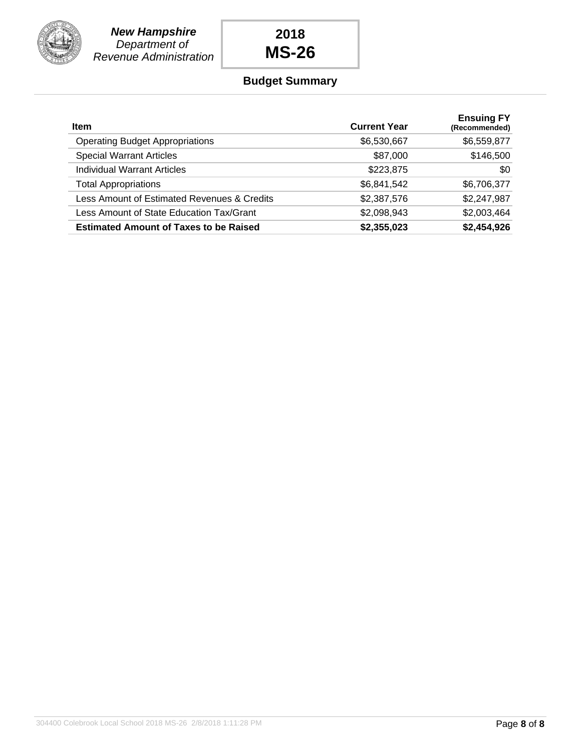**New Hampshire**
*Department of*
*Revenue Administration*

# 2018 MS-26

## Budget Summary

| Item | Current Year | Ensuing FY (Recommended) |
|---|---|---|
| Operating Budget Appropriations | $6,530,667 | $6,559,877 |
| Special Warrant Articles | $87,000 | $146,500 |
| Individual Warrant Articles | $223,875 | $0 |
| Total Appropriations | $6,841,542 | $6,706,377 |
| Less Amount of Estimated Revenues & Credits | $2,387,576 | $2,247,987 |
| Less Amount of State Education Tax/Grant | $2,098,943 | $2,003,464 |
| **Estimated Amount of Taxes to be Raised** | **$2,355,023** | **$2,454,926** |

304400 Colebrook Local School 2018 MS-26 2/8/2018 1:11:28 PM